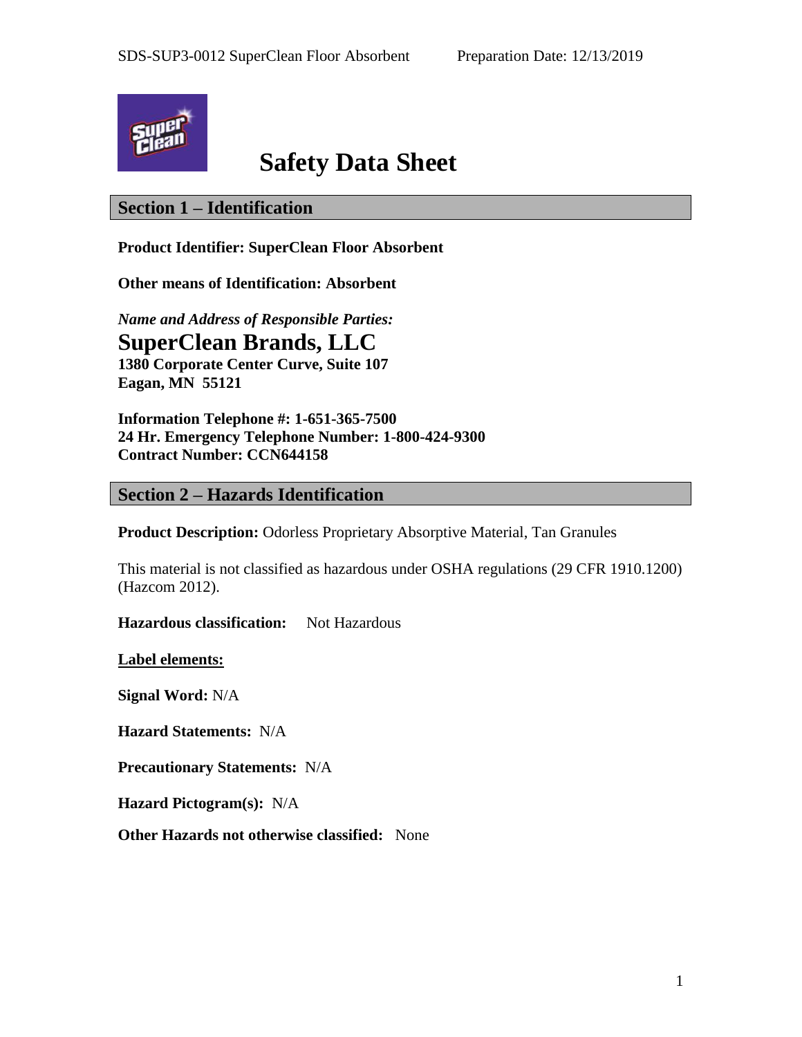# Safety Data Sheet

## Section 1 – Identification

**Product Identifier: SuperClean Floor Absorbent**

**Other means of Identification: Absorbent**

***Name and Address of Responsible Parties:***

**SuperClean Brands, LLC**
**1380 Corporate Center Curve, Suite 107**
**Eagan, MN 55121**

**Information Telephone #: 1-651-365-7500**
**24 Hr. Emergency Telephone Number: 1-800-424-9300**
**Contract Number: CCN644158**

## Section 2 – Hazards Identification

**Product Description:** Odorless Proprietary Absorptive Material, Tan Granules

This material is not classified as hazardous under OSHA regulations (29 CFR 1910.1200) (Hazcom 2012).

**Hazardous classification:** Not Hazardous

**Label elements:**

**Signal Word:** N/A

**Hazard Statements:** N/A

**Precautionary Statements:** N/A

**Hazard Pictogram(s):** N/A

**Other Hazards not otherwise classified:** None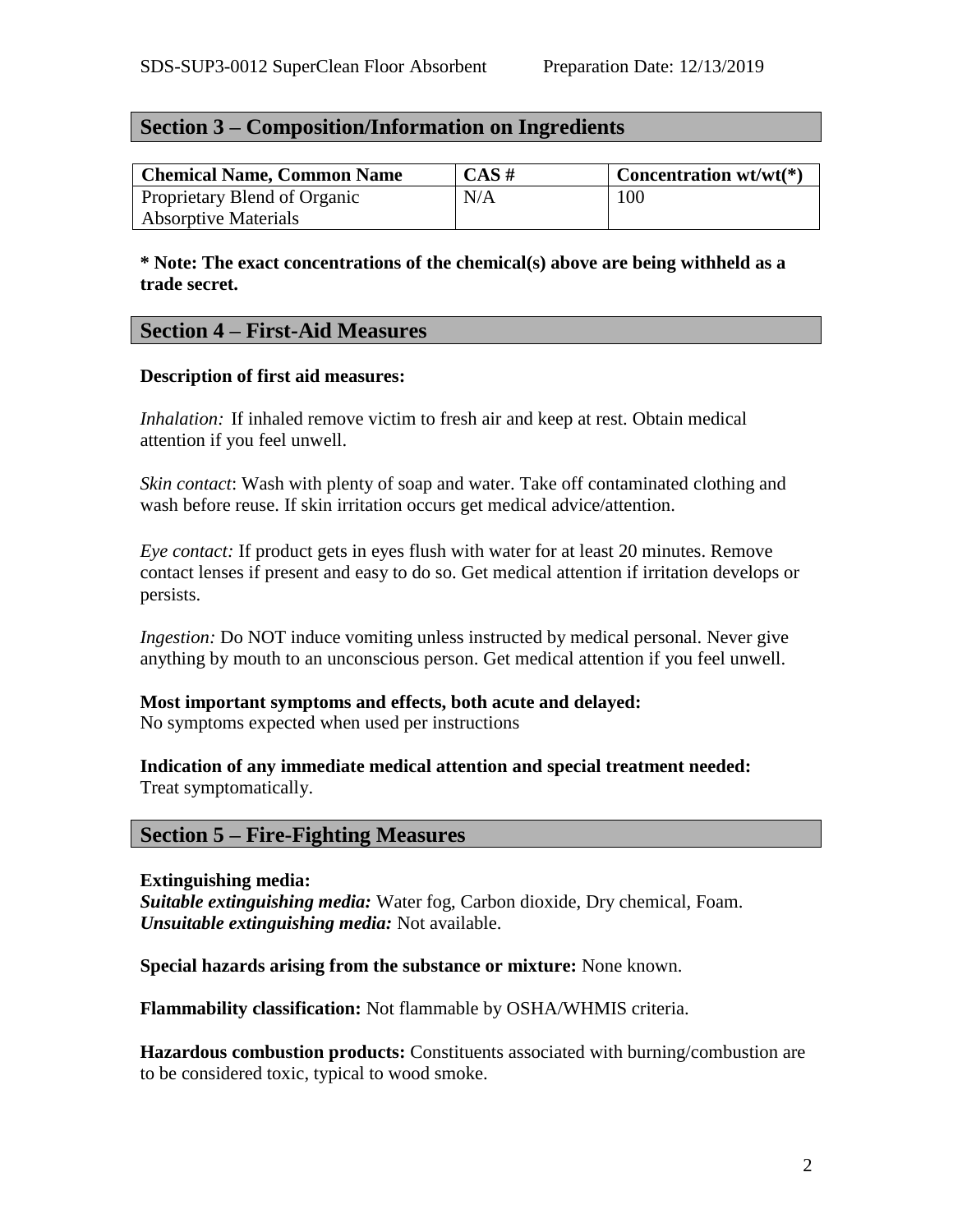## Section 3 – Composition/Information on Ingredients

| Chemical Name, Common Name | CAS # | Concentration wt/wt(*) |
|---|---|---|
| Proprietary Blend of Organic Absorptive Materials | N/A | 100 |

**\* Note: The exact concentrations of the chemical(s) above are being withheld as a trade secret.**

## Section 4 – First-Aid Measures

**Description of first aid measures:**

*Inhalation:* If inhaled remove victim to fresh air and keep at rest. Obtain medical attention if you feel unwell.

*Skin contact*: Wash with plenty of soap and water. Take off contaminated clothing and wash before reuse. If skin irritation occurs get medical advice/attention.

*Eye contact:* If product gets in eyes flush with water for at least 20 minutes. Remove contact lenses if present and easy to do so. Get medical attention if irritation develops or persists.

*Ingestion:* Do NOT induce vomiting unless instructed by medical personal. Never give anything by mouth to an unconscious person. Get medical attention if you feel unwell.

**Most important symptoms and effects, both acute and delayed:**
No symptoms expected when used per instructions

**Indication of any immediate medical attention and special treatment needed:**
Treat symptomatically.

## Section 5 – Fire-Fighting Measures

**Extinguishing media:**
***Suitable extinguishing media:*** Water fog, Carbon dioxide, Dry chemical, Foam.
***Unsuitable extinguishing media:*** Not available.

**Special hazards arising from the substance or mixture:** None known.

**Flammability classification:** Not flammable by OSHA/WHMIS criteria.

**Hazardous combustion products:** Constituents associated with burning/combustion are to be considered toxic, typical to wood smoke.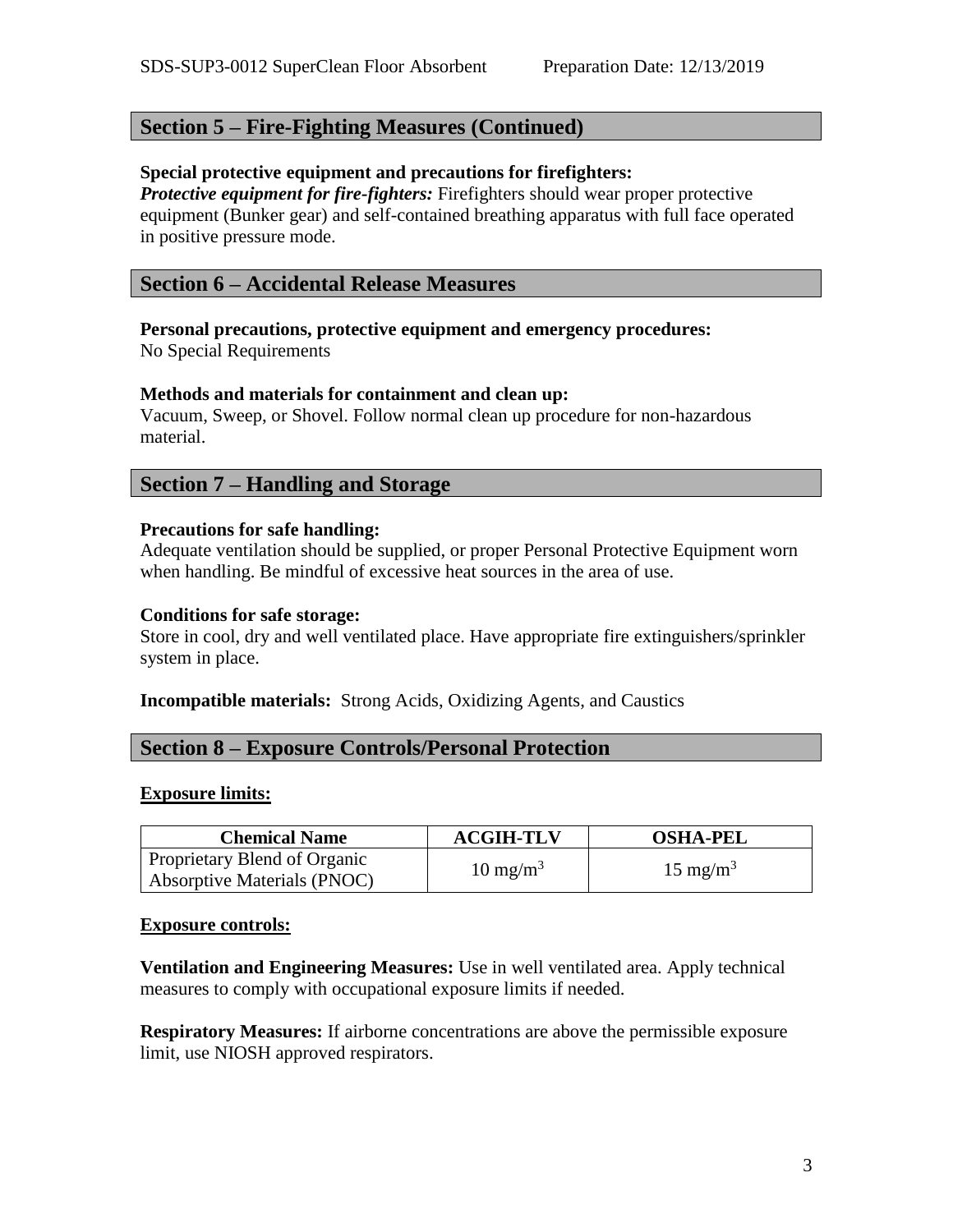## Section 5 – Fire-Fighting Measures (Continued)

**Special protective equipment and precautions for firefighters:**
***Protective equipment for fire-fighters:*** Firefighters should wear proper protective equipment (Bunker gear) and self-contained breathing apparatus with full face operated in positive pressure mode.

## Section 6 – Accidental Release Measures

**Personal precautions, protective equipment and emergency procedures:**
No Special Requirements

**Methods and materials for containment and clean up:**
Vacuum, Sweep, or Shovel. Follow normal clean up procedure for non-hazardous material.

## Section 7 – Handling and Storage

**Precautions for safe handling:**
Adequate ventilation should be supplied, or proper Personal Protective Equipment worn when handling. Be mindful of excessive heat sources in the area of use.

**Conditions for safe storage:**
Store in cool, dry and well ventilated place. Have appropriate fire extinguishers/sprinkler system in place.

**Incompatible materials:** Strong Acids, Oxidizing Agents, and Caustics

## Section 8 – Exposure Controls/Personal Protection

**Exposure limits:**

| Chemical Name | ACGIH-TLV | OSHA-PEL |
|---|---|---|
| Proprietary Blend of Organic Absorptive Materials (PNOC) | 10 $mg/m^3$ | 15 $mg/m^3$ |

**Exposure controls:**

**Ventilation and Engineering Measures:** Use in well ventilated area. Apply technical measures to comply with occupational exposure limits if needed.

**Respiratory Measures:** If airborne concentrations are above the permissible exposure limit, use NIOSH approved respirators.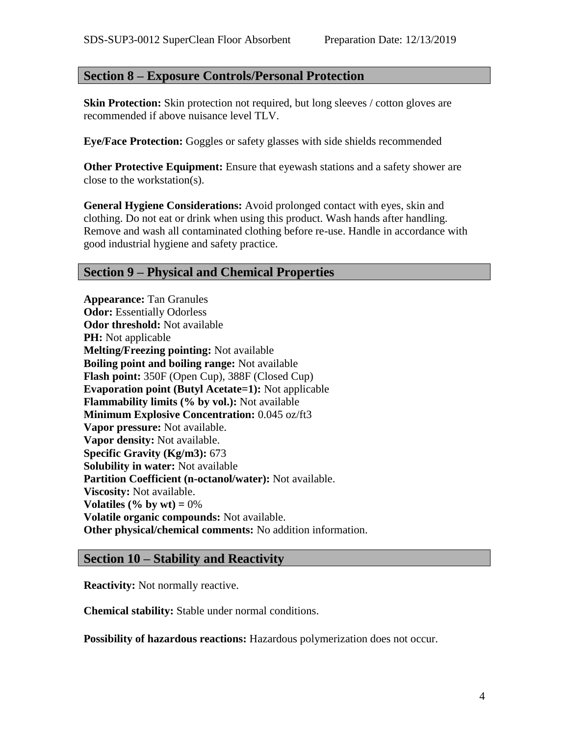## Section 8 – Exposure Controls/Personal Protection

**Skin Protection:** Skin protection not required, but long sleeves / cotton gloves are recommended if above nuisance level TLV.

**Eye/Face Protection:** Goggles or safety glasses with side shields recommended

**Other Protective Equipment:** Ensure that eyewash stations and a safety shower are close to the workstation(s).

**General Hygiene Considerations:** Avoid prolonged contact with eyes, skin and clothing. Do not eat or drink when using this product. Wash hands after handling. Remove and wash all contaminated clothing before re-use. Handle in accordance with good industrial hygiene and safety practice.

## Section 9 – Physical and Chemical Properties

**Appearance:** Tan Granules
**Odor:** Essentially Odorless
**Odor threshold:** Not available
**PH:** Not applicable
**Melting/Freezing pointing:** Not available
**Boiling point and boiling range:** Not available
**Flash point:** 350F (Open Cup), 388F (Closed Cup)
**Evaporation point (Butyl Acetate=1):** Not applicable
**Flammability limits (% by vol.):** Not available
**Minimum Explosive Concentration:** 0.045 oz/ft3
**Vapor pressure:** Not available.
**Vapor density:** Not available.
**Specific Gravity (Kg/m3):** 673
**Solubility in water:** Not available
**Partition Coefficient (n-octanol/water):** Not available.
**Viscosity:** Not available.
**Volatiles (% by wt) =** 0%
**Volatile organic compounds:** Not available.
**Other physical/chemical comments:** No addition information.

## Section 10 – Stability and Reactivity

**Reactivity:** Not normally reactive.

**Chemical stability:** Stable under normal conditions.

**Possibility of hazardous reactions:** Hazardous polymerization does not occur.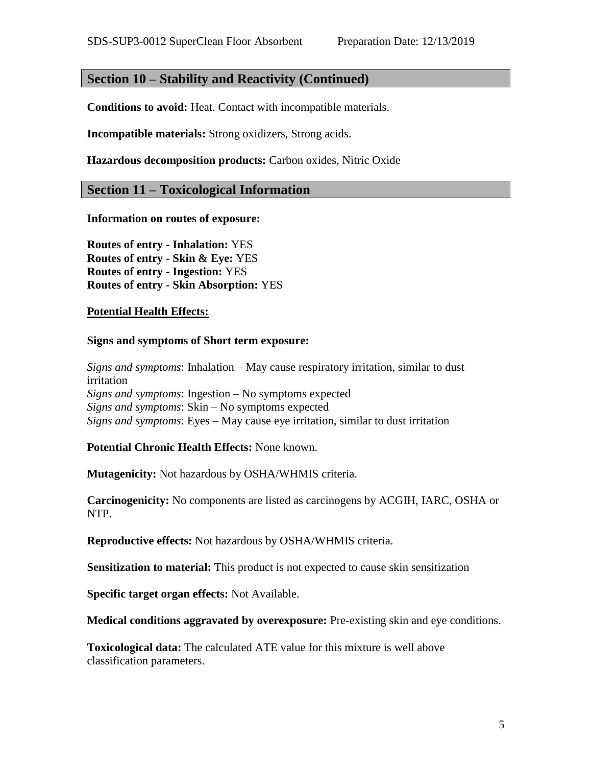## Section 10 – Stability and Reactivity (Continued)

**Conditions to avoid:** Heat. Contact with incompatible materials.

**Incompatible materials:** Strong oxidizers, Strong acids.

**Hazardous decomposition products:** Carbon oxides, Nitric Oxide

## Section 11 – Toxicological Information

**Information on routes of exposure:**

**Routes of entry - Inhalation:** YES
**Routes of entry - Skin & Eye:** YES
**Routes of entry - Ingestion:** YES
**Routes of entry - Skin Absorption:** YES

**Potential Health Effects:**

**Signs and symptoms of Short term exposure:**

*Signs and symptoms*: Inhalation – May cause respiratory irritation, similar to dust irritation
*Signs and symptoms*: Ingestion – No symptoms expected
*Signs and symptoms*: Skin – No symptoms expected
*Signs and symptoms*: Eyes – May cause eye irritation, similar to dust irritation

**Potential Chronic Health Effects:** None known.

**Mutagenicity:** Not hazardous by OSHA/WHMIS criteria.

**Carcinogenicity:** No components are listed as carcinogens by ACGIH, IARC, OSHA or NTP.

**Reproductive effects:** Not hazardous by OSHA/WHMIS criteria.

**Sensitization to material:** This product is not expected to cause skin sensitization

**Specific target organ effects:** Not Available.

**Medical conditions aggravated by overexposure:** Pre-existing skin and eye conditions.

**Toxicological data:** The calculated ATE value for this mixture is well above classification parameters.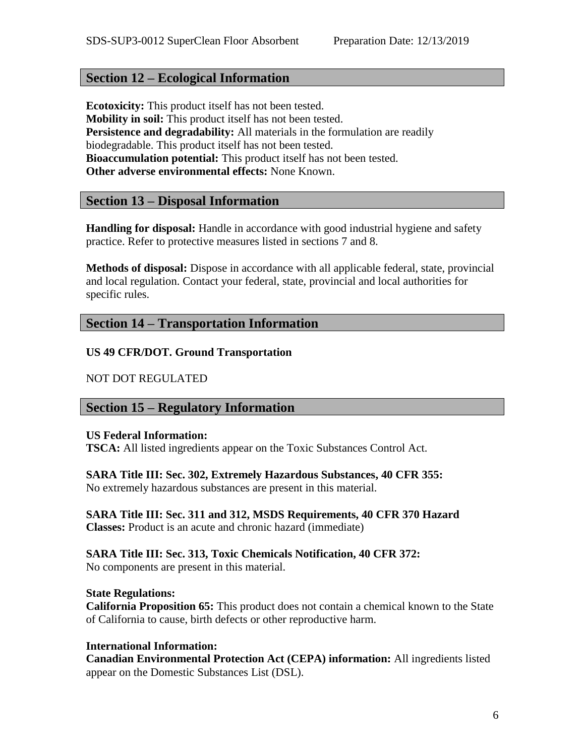## Section 12 – Ecological Information

**Ecotoxicity:** This product itself has not been tested.
**Mobility in soil:** This product itself has not been tested.
**Persistence and degradability:** All materials in the formulation are readily biodegradable. This product itself has not been tested.
**Bioaccumulation potential:** This product itself has not been tested.
**Other adverse environmental effects:** None Known.

## Section 13 – Disposal Information

**Handling for disposal:** Handle in accordance with good industrial hygiene and safety practice. Refer to protective measures listed in sections 7 and 8.

**Methods of disposal:** Dispose in accordance with all applicable federal, state, provincial and local regulation. Contact your federal, state, provincial and local authorities for specific rules.

## Section 14 – Transportation Information

**US 49 CFR/DOT. Ground Transportation**

NOT DOT REGULATED

## Section 15 – Regulatory Information

**US Federal Information:**
**TSCA:** All listed ingredients appear on the Toxic Substances Control Act.

**SARA Title III: Sec. 302, Extremely Hazardous Substances, 40 CFR 355:**
No extremely hazardous substances are present in this material.

**SARA Title III: Sec. 311 and 312, MSDS Requirements, 40 CFR 370 Hazard Classes:** Product is an acute and chronic hazard (immediate)

**SARA Title III: Sec. 313, Toxic Chemicals Notification, 40 CFR 372:**
No components are present in this material.

**State Regulations:**
**California Proposition 65:** This product does not contain a chemical known to the State of California to cause, birth defects or other reproductive harm.

**International Information:**
**Canadian Environmental Protection Act (CEPA) information:** All ingredients listed appear on the Domestic Substances List (DSL).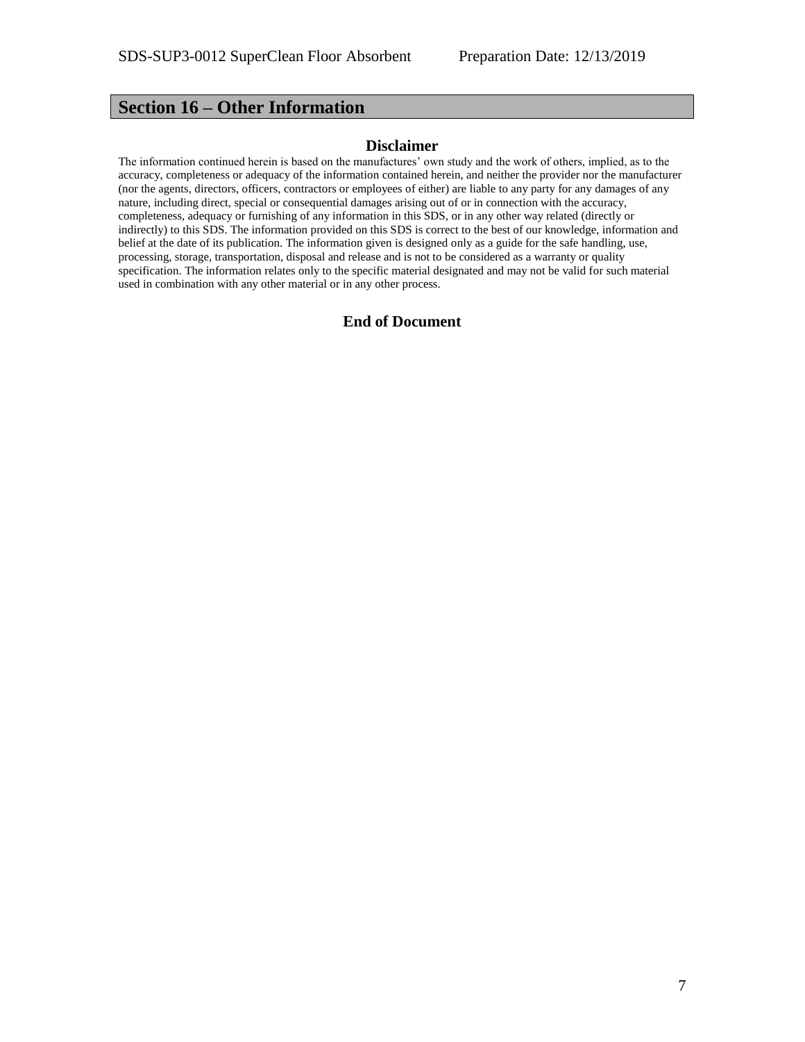## Section 16 – Other Information

### Disclaimer

The information continued herein is based on the manufactures' own study and the work of others, implied, as to the accuracy, completeness or adequacy of the information contained herein, and neither the provider nor the manufacturer (nor the agents, directors, officers, contractors or employees of either) are liable to any party for any damages of any nature, including direct, special or consequential damages arising out of or in connection with the accuracy, completeness, adequacy or furnishing of any information in this SDS, or in any other way related (directly or indirectly) to this SDS. The information provided on this SDS is correct to the best of our knowledge, information and belief at the date of its publication. The information given is designed only as a guide for the safe handling, use, processing, storage, transportation, disposal and release and is not to be considered as a warranty or quality specification. The information relates only to the specific material designated and may not be valid for such material used in combination with any other material or in any other process.

**End of Document**